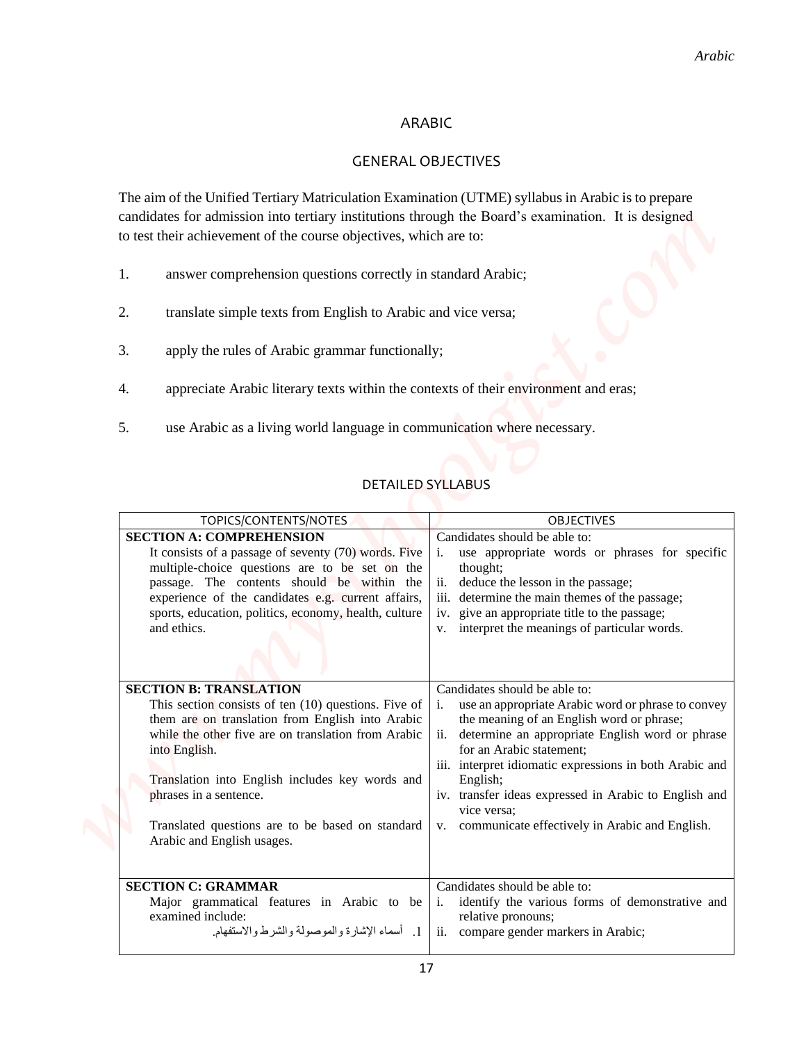# ARABIC

## GENERAL OBJECTIVES

The aim of the Unified Tertiary Matriculation Examination (UTME) syllabus in Arabic is to prepare candidates for admission into tertiary institutions through the Board's examination. It is designed to test their achievement of the course objectives, which are to:

1. answer comprehension questions correctly in standard Arabic;
2. translate simple texts from English to Arabic and vice versa;
3. apply the rules of Arabic grammar functionally;
4. appreciate Arabic literary texts within the contexts of their environment and eras;
5. use Arabic as a living world language in communication where necessary.

## DETAILED SYLLABUS

| TOPICS/CONTENTS/NOTES | OBJECTIVES |
|---|---|
| **SECTION A: COMPREHENSION**<br>It consists of a passage of seventy (70) words. Five multiple-choice questions are to be set on the passage. The contents should be within the experience of the candidates e.g. current affairs, sports, education, politics, economy, health, culture and ethics. | Candidates should be able to:<br>i. use appropriate words or phrases for specific thought;<br>ii. deduce the lesson in the passage;<br>iii. determine the main themes of the passage;<br>iv. give an appropriate title to the passage;<br>v. interpret the meanings of particular words. |
| **SECTION B: TRANSLATION**<br>This section consists of ten (10) questions. Five of them are on translation from English into Arabic while the other five are on translation from Arabic into English.<br><br>Translation into English includes key words and phrases in a sentence.<br><br>Translated questions are to be based on standard Arabic and English usages. | Candidates should be able to:<br>i. use an appropriate Arabic word or phrase to convey the meaning of an English word or phrase;<br>ii. determine an appropriate English word or phrase for an Arabic statement;<br>iii. interpret idiomatic expressions in both Arabic and English;<br>iv. transfer ideas expressed in Arabic to English and vice versa;<br>v. communicate effectively in Arabic and English. |
| **SECTION C: GRAMMAR**<br>Major grammatical features in Arabic to be examined include:<br>1. أسماء الإشارة والموصولة والشرط والاستفهام. | Candidates should be able to:<br>i. identify the various forms of demonstrative and relative pronouns;<br>ii. compare gender markers in Arabic; |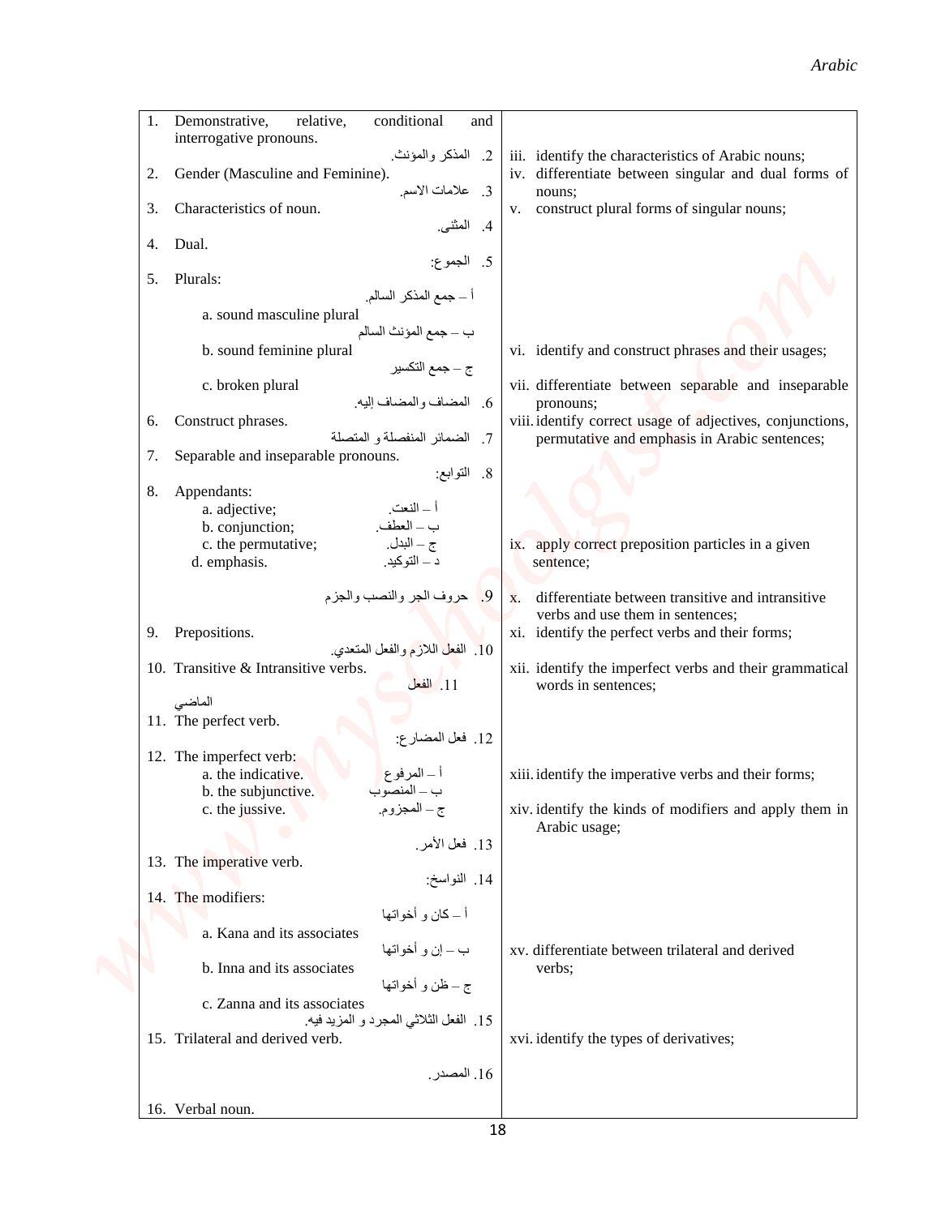| | |
|---|---|
| 1. Demonstrative, relative, conditional and interrogative pronouns.<br>2. المذكر والمؤنث.<br>2. Gender (Masculine and Feminine).<br>3. علامات الاسم.<br>3. Characteristics of noun.<br>4. المثنى.<br>4. Dual.<br>5. الجموع:<br>5. Plurals:<br>أ – جمع المذكر السالم.<br>a. sound masculine plural<br>ب – جمع المؤنث السالم<br>b. sound feminine plural<br>ج – جمع التكسير<br>c. broken plural<br>6. المضاف والمضاف إليه.<br>6. Construct phrases.<br>7. الضمائر المنفصلة و المتصلة<br>7. Separable and inseparable pronouns.<br>8. التوابع:<br>8. Appendants:<br>a. adjective; أ – النعت.<br>b. conjunction; ب – العطف.<br>c. the permutative; ج – البدل.<br>d. emphasis. د – التوكيد.<br>9. حروف الجر والنصب والجزم<br>9. Prepositions.<br>10. الفعل اللازم والفعل المتعدي.<br>10. Transitive & Intransitive verbs.<br>11. الفعل الماضي<br>11. The perfect verb.<br>12. فعل المضارع:<br>12. The imperfect verb:<br>a. the indicative. أ – المرفوع<br>b. the subjunctive. ب – المنصوب<br>c. the jussive. ج – المجزوم.<br>13. فعل الأمر.<br>13. The imperative verb.<br>14. النواسخ:<br>14. The modifiers:<br>أ – كان و أخواتها<br>a. Kana and its associates<br>ب – إن و أخواتها<br>b. Inna and its associates<br>ج – ظن و أخواتها<br>c. Zanna and its associates<br>15. الفعل الثلاثي المجرد و المزيد فيه.<br>15. Trilateral and derived verb.<br>16. المصدر.<br>16. Verbal noun. | iii. identify the characteristics of Arabic nouns;<br>iv. differentiate between singular and dual forms of nouns;<br>v. construct plural forms of singular nouns;<br>vi. identify and construct phrases and their usages;<br>vii. differentiate between separable and inseparable pronouns;<br>viii. identify correct usage of adjectives, conjunctions, permutative and emphasis in Arabic sentences;<br>ix. apply correct preposition particles in a given sentence;<br>x. differentiate between transitive and intransitive verbs and use them in sentences;<br>xi. identify the perfect verbs and their forms;<br>xii. identify the imperfect verbs and their grammatical words in sentences;<br>xiii. identify the imperative verbs and their forms;<br>xiv. identify the kinds of modifiers and apply them in Arabic usage;<br>xv. differentiate between trilateral and derived verbs;<br>xvi. identify the types of derivatives; |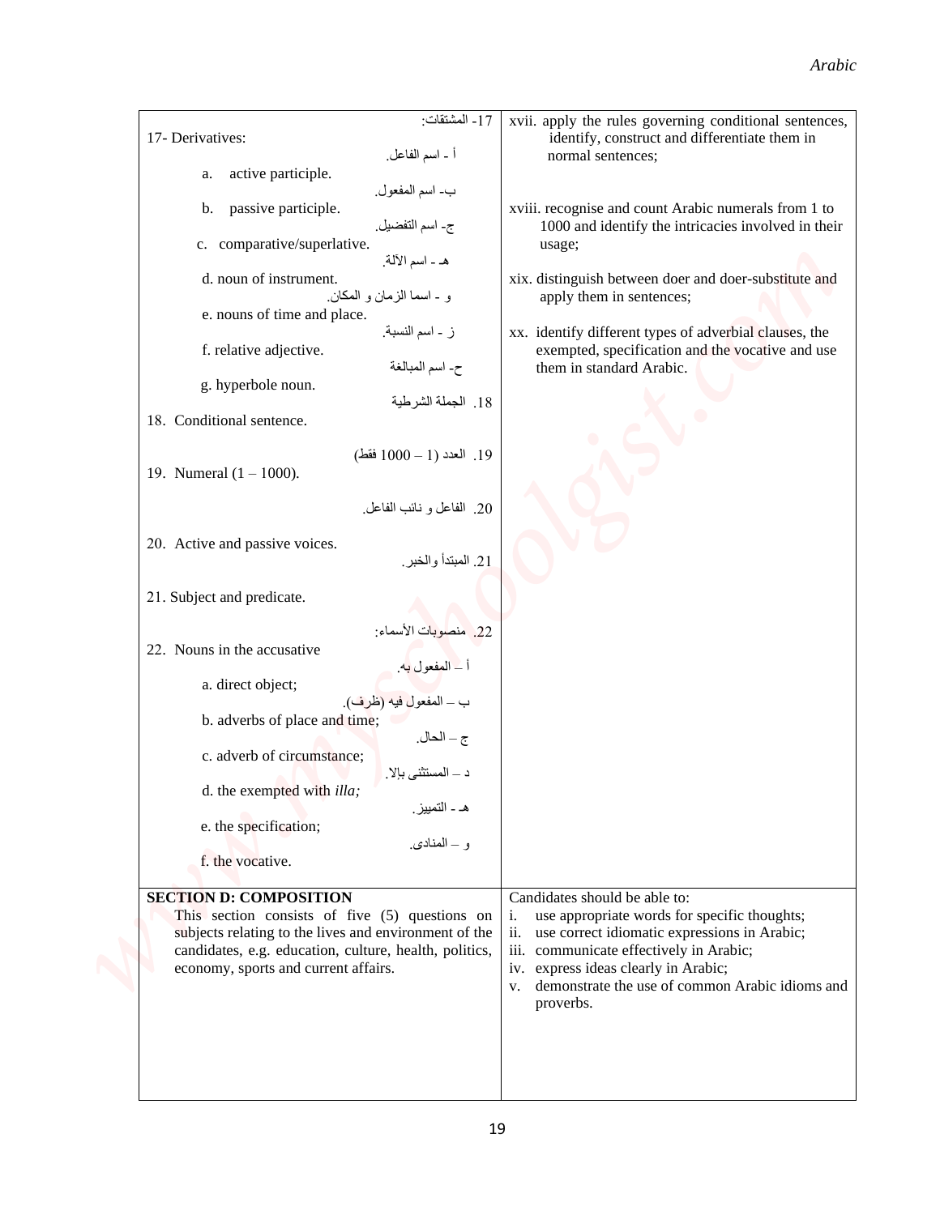| | |
|---|---|
| 17- المشتقات:<br>17- Derivatives:<br>أ - اسم الفاعل.<br>a. active participle.<br>ب- اسم المفعول.<br>b. passive participle.<br>ج- اسم التفضيل.<br>c. comparative/superlative.<br>هـ - اسم الآلة.<br>d. noun of instrument.<br>و - اسما الزمان و المكان.<br>e. nouns of time and place.<br>ز - اسم النسبة.<br>f. relative adjective.<br>ح- اسم المبالغة<br>g. hyperbole noun.<br>18. الجملة الشرطية<br>18. Conditional sentence.<br>19. العدد (1 – 1000 فقط)<br>19. Numeral (1 – 1000).<br>20. الفاعل و نائب الفاعل.<br>20. Active and passive voices.<br>21. المبتدأ والخبر.<br>21. Subject and predicate.<br>22. منصوبات الأسماء:<br>22. Nouns in the accusative<br>أ – المفعول به.<br>a. direct object;<br>ب – المفعول فيه (ظرف).<br>b. adverbs of place and time;<br>ج – الحال.<br>c. adverb of circumstance;<br>د – المستثنى بإلا.<br>d. the exempted with *illa;*<br>هـ - التمييز.<br>e. the specification;<br>و – المنادى.<br>f. the vocative. | xvii. apply the rules governing conditional sentences, identify, construct and differentiate them in normal sentences;<br><br>xviii. recognise and count Arabic numerals from 1 to 1000 and identify the intricacies involved in their usage;<br><br>xix. distinguish between doer and doer-substitute and apply them in sentences;<br><br>xx. identify different types of adverbial clauses, the exempted, specification and the vocative and use them in standard Arabic. |
| **SECTION D: COMPOSITION**<br>This section consists of five (5) questions on subjects relating to the lives and environment of the candidates, e.g. education, culture, health, politics, economy, sports and current affairs. | Candidates should be able to:<br>i. use appropriate words for specific thoughts;<br>ii. use correct idiomatic expressions in Arabic;<br>iii. communicate effectively in Arabic;<br>iv. express ideas clearly in Arabic;<br>v. demonstrate the use of common Arabic idioms and proverbs. |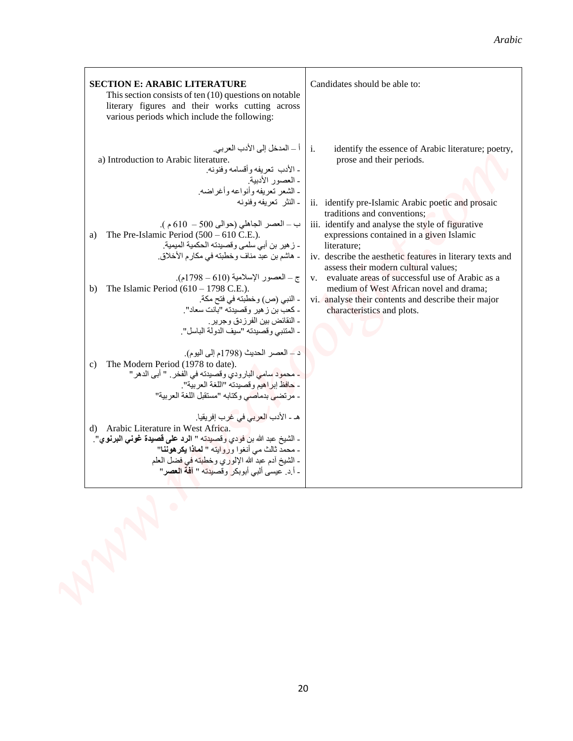| **SECTION E: ARABIC LITERATURE**<br>This section consists of ten (10) questions on notable literary figures and their works cutting across various periods which include the following: | Candidates should be able to: |
| --- | --- |
| أ – المدخل إلى الأدب العربي.<br>a) Introduction to Arabic literature.<br>- الأدب تعريفه وأقسامه وفنونه.<br>- العصور الأدبية.<br>- الشعر تعريفه وأنواعه وأغراضه.<br>- النثر تعريفه وفنونه<br><br>ب – العصر الجاهلي (حوالى 500 – 610 م ).<br>a) The Pre-Islamic Period (500 – 610 C.E.).<br>- زهير بن أبي سلمى وقصيدته الحكمية الميمية.<br>- هاشم بن عبد مناف وخطبته في مكارم الأخلاق.<br><br>ج – العصور الإسلامية (610 – 1798م).<br>b) The Islamic Period (610 – 1798 C.E.).<br>- النبي (ص) وخطبته في فتح مكة.<br>- كعب بن زهير وقصيدته "بانت سعاد".<br>- النقائض بين الفرزدق وجرير.<br>- المتنبي وقصيدته "سيف الدولة الباسل".<br><br>د – العصر الحديث (1798م إلى اليوم).<br>c) The Modern Period (1978 to date).<br>- محمود سامي البارودي وقصيدته في الفخر. " أبى الدهر"<br>- حافظ إبراهيم وقصيدته "اللغة العربية".<br>- مرتضى بدماصي وكتابه "مستقبل اللغة العربية"<br><br>هـ - الأدب العربي في غرب إفريقيا.<br>d) Arabic Literature in West Africa.<br>- الشيخ عبد الله بن فودي وقصيدته " **الرد على قصيدة غوني البرنوي**".<br>- محمد ثالث مي أنغوا وروايته " **لماذا يكرهوننا**"<br>- الشيخ آدم عبد الله الإلوري وخطبته في فضل العلم<br>- أ.د. عيسى ألبي أبوبكر وقصيدته " **آفة العصر**" | i. identify the essence of Arabic literature; poetry, prose and their periods.<br><br>ii. identify pre-Islamic Arabic poetic and prosaic traditions and conventions;<br>iii. identify and analyse the style of figurative expressions contained in a given Islamic literature;<br>iv. describe the aesthetic features in literary texts and assess their modern cultural values;<br>v. evaluate areas of successful use of Arabic as a medium of West African novel and drama;<br>vi. analyse their contents and describe their major characteristics and plots. |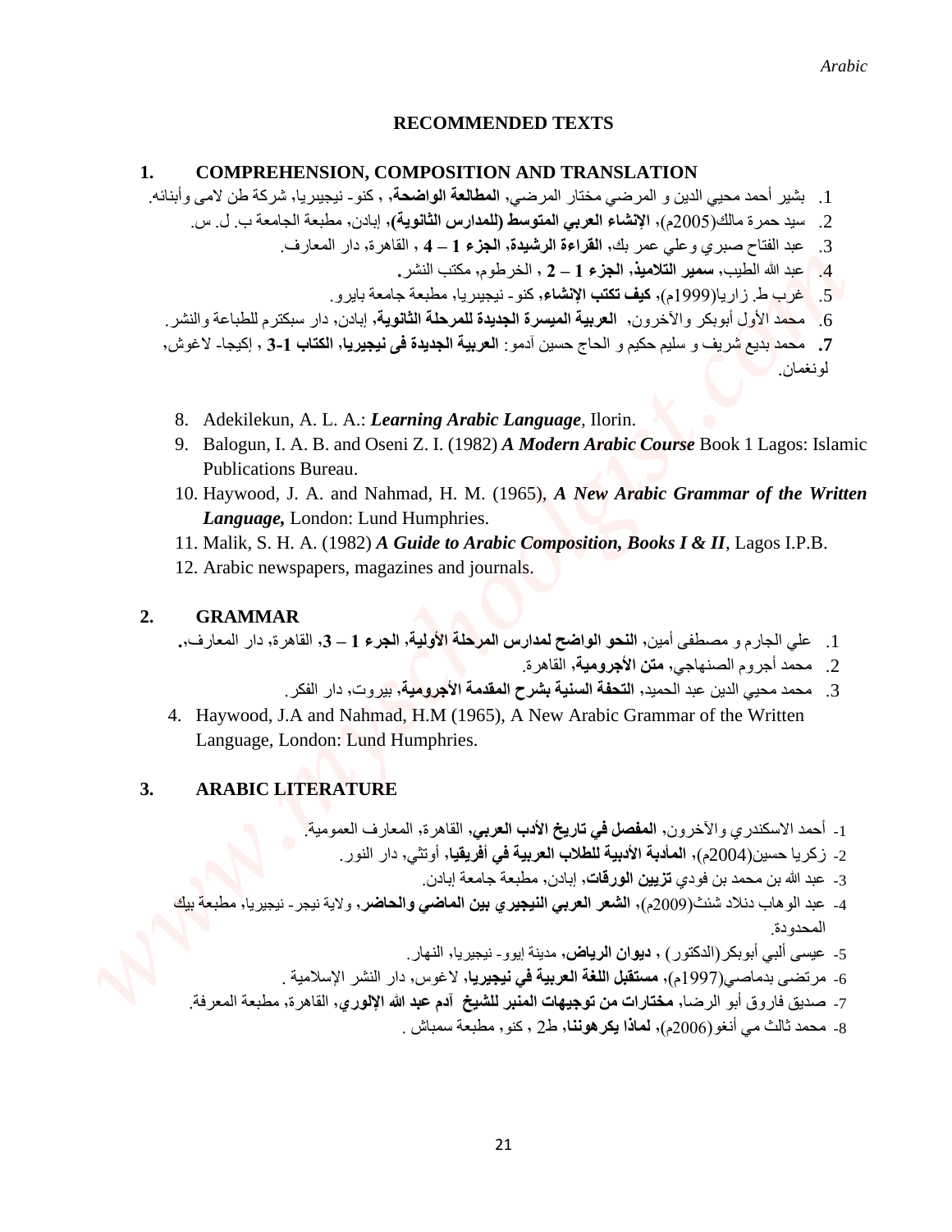## RECOMMENDED TEXTS

### 1. COMPREHENSION, COMPOSITION AND TRANSLATION

1. بشير أحمد محيي الدين و المرضي مختار المرضي, **المطالعة الواضحة**, , كنو- نيجيريا, شركة طن لامى وأبنائه.
2. سيد حمرة مالك(2005م), **الإنشاء العربي المتوسط (للمدارس الثانوية)**, إبادن, مطبعة الجامعة ب. ل. س.
3. عبد الفتاح صبري وعلي عمر بك, **القراءة الرشيدة, الجزء 1 – 4** , القاهرة, دار المعارف.
4. عبد الله الطيب, **سمير التلاميذ, الجزء 1 – 2** , الخرطوم, مكتب النشر.
5. غرب ط. زاريا(1999م), **كيف تكتب الإنشاء**, كنو- نيجيريا, مطبعة جامعة بايرو.
6. محمد الأول أبوبكر والآخرون, **العربية الميسرة الجديدة للمرحلة الثانوية**, إبادن, دار سبكترم للطباعة والنشر.
7. محمد بديع شريف و سليم حكيم و الحاج حسين آدمو: **العربية الجديدة في نيجيريا, الكتاب 1-3** , إكيجا- لاغوش, لونغمان.
8. Adekilekun, A. L. A.: ***Learning Arabic Language***, Ilorin.
9. Balogun, I. A. B. and Oseni Z. I. (1982) ***A Modern Arabic Course*** Book 1 Lagos: Islamic Publications Bureau.
10. Haywood, J. A. and Nahmad, H. M. (1965), ***A New Arabic Grammar of the Written Language,*** London: Lund Humphries.
11. Malik, S. H. A. (1982) ***A Guide to Arabic Composition, Books I & II***, Lagos I.P.B.
12. Arabic newspapers, magazines and journals.

### 2. GRAMMAR

1. علي الجارم و مصطفى أمين, **النحو الواضح لمدارس المرحلة الأولية, الجزء 1 – 3**, القاهرة, دار المعارف,.
2. محمد أجروم الصنهاجي, **متن الأجرومية**, القاهرة.
3. محمد محيي الدين عبد الحميد, **التحفة السنية بشرح المقدمة الأجرومية**, بيروت, دار الفكر.
4. Haywood, J.A and Nahmad, H.M (1965), A New Arabic Grammar of the Written Language, London: Lund Humphries.

### 3. ARABIC LITERATURE

1- أحمد الاسكندري والآخرون, **المفصل في تاريخ الأدب العربي**, القاهرة, المعارف العمومية.
2- زكريا حسين(2004م), **المأدبة الأدبية للطلاب العربية في أفريقيا**, أوتشي, دار النور.
3- عبد الله بن محمد بن فودي **تزيين الورقات**, إبادن, مطبعة جامعة إبادن.
4- عبد الوهاب دنلاد شئث(2009م), **الشعر العربي النيجيري بين الماضي والحاضر**, ولاية نيجر- نيجيريا, مطبعة بيك المحدودة.
5- عيسى ألبي أبوبكر(الدكتور) , **ديوان الرياض**, مدينة إيوو- نيجيريا, النهار.
6- مرتضى بدماصي(1997م), **مستقبل اللغة العربية في نيجيريا**, لاغوس, دار النشر الإسلامية .
7- صديق فاروق أبو الرضا, **مختارات من توجيهات المنبر للشيخ آدم عبد الله الإلوري**, القاهرة, مطبعة المعرفة.
8- محمد ثالث مي أنغو(2006م), **لماذا يكرهوننا**, ط2 , كنو, مطبعة سمباش .